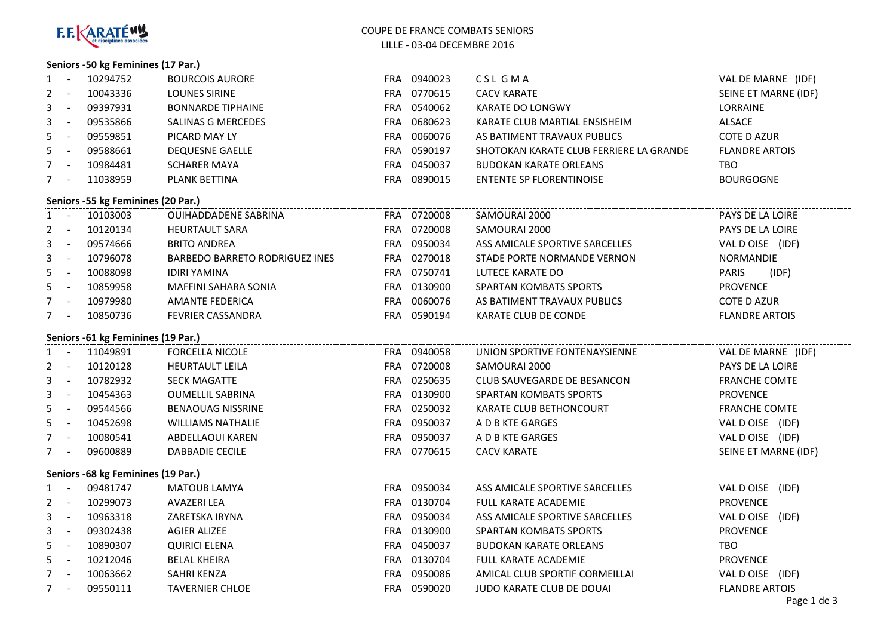F.F.KARATÉ et disciplines associées

# COUPE DE FRANCE COMBATS SENIORS

LILLE - 03-04 DECEMBRE 2016

## Seniors -50 kg Feminines (17 Par.)

| Place | Licence | Nom | Pays | Club | Nom du club | Ligue |
|---|---|---|---|---|---|---|
| 1 - | 10294752 | BOURCOIS AURORE | FRA | 0940023 | C S L G M A | VAL DE MARNE (IDF) |
| 2 - | 10043336 | LOUNES SIRINE | FRA | 0770615 | CACV KARATE | SEINE ET MARNE (IDF) |
| 3 - | 09397931 | BONNARDE TIPHAINE | FRA | 0540062 | KARATE DO LONGWY | LORRAINE |
| 3 - | 09535866 | SALINAS G MERCEDES | FRA | 0680623 | KARATE CLUB MARTIAL ENSISHEIM | ALSACE |
| 5 - | 09559851 | PICARD MAY LY | FRA | 0060076 | AS BATIMENT TRAVAUX PUBLICS | COTE D AZUR |
| 5 - | 09588661 | DEQUESNE GAELLE | FRA | 0590197 | SHOTOKAN KARATE CLUB FERRIERE LA GRANDE | FLANDRE ARTOIS |
| 7 - | 10984481 | SCHARER MAYA | FRA | 0450037 | BUDOKAN KARATE ORLEANS | TBO |
| 7 - | 11038959 | PLANK BETTINA | FRA | 0890015 | ENTENTE SP FLORENTINOISE | BOURGOGNE |

## Seniors -55 kg Feminines (20 Par.)

| Place | Licence | Nom | Pays | Club | Nom du club | Ligue |
|---|---|---|---|---|---|---|
| 1 - | 10103003 | OUIHADDADENE SABRINA | FRA | 0720008 | SAMOURAI 2000 | PAYS DE LA LOIRE |
| 2 - | 10120134 | HEURTAULT SARA | FRA | 0720008 | SAMOURAI 2000 | PAYS DE LA LOIRE |
| 3 - | 09574666 | BRITO ANDREA | FRA | 0950034 | ASS AMICALE SPORTIVE SARCELLES | VAL D OISE (IDF) |
| 3 - | 10796078 | BARBEDO BARRETO RODRIGUEZ INES | FRA | 0270018 | STADE PORTE NORMANDE VERNON | NORMANDIE |
| 5 - | 10088098 | IDIRI YAMINA | FRA | 0750741 | LUTECE KARATE DO | PARIS (IDF) |
| 5 - | 10859958 | MAFFINI SAHARA SONIA | FRA | 0130900 | SPARTAN KOMBATS SPORTS | PROVENCE |
| 7 - | 10979980 | AMANTE FEDERICA | FRA | 0060076 | AS BATIMENT TRAVAUX PUBLICS | COTE D AZUR |
| 7 - | 10850736 | FEVRIER CASSANDRA | FRA | 0590194 | KARATE CLUB DE CONDE | FLANDRE ARTOIS |

## Seniors -61 kg Feminines (19 Par.)

| Place | Licence | Nom | Pays | Club | Nom du club | Ligue |
|---|---|---|---|---|---|---|
| 1 - | 11049891 | FORCELLA NICOLE | FRA | 0940058 | UNION SPORTIVE FONTENAYSIENNE | VAL DE MARNE (IDF) |
| 2 - | 10120128 | HEURTAULT LEILA | FRA | 0720008 | SAMOURAI 2000 | PAYS DE LA LOIRE |
| 3 - | 10782932 | SECK MAGATTE | FRA | 0250635 | CLUB SAUVEGARDE DE BESANCON | FRANCHE COMTE |
| 3 - | 10454363 | OUMELLIL SABRINA | FRA | 0130900 | SPARTAN KOMBATS SPORTS | PROVENCE |
| 5 - | 09544566 | BENAOUAG NISSRINE | FRA | 0250032 | KARATE CLUB BETHONCOURT | FRANCHE COMTE |
| 5 - | 10452698 | WILLIAMS NATHALIE | FRA | 0950037 | A D B KTE GARGES | VAL D OISE (IDF) |
| 7 - | 10080541 | ABDELLAOUI KAREN | FRA | 0950037 | A D B KTE GARGES | VAL D OISE (IDF) |
| 7 - | 09600889 | DABBADIE CECILE | FRA | 0770615 | CACV KARATE | SEINE ET MARNE (IDF) |

## Seniors -68 kg Feminines (19 Par.)

| Place | Licence | Nom | Pays | Club | Nom du club | Ligue |
|---|---|---|---|---|---|---|
| 1 - | 09481747 | MATOUB LAMYA | FRA | 0950034 | ASS AMICALE SPORTIVE SARCELLES | VAL D OISE (IDF) |
| 2 - | 10299073 | AVAZERI LEA | FRA | 0130704 | FULL KARATE ACADEMIE | PROVENCE |
| 3 - | 10963318 | ZARETSKA IRYNA | FRA | 0950034 | ASS AMICALE SPORTIVE SARCELLES | VAL D OISE (IDF) |
| 3 - | 09302438 | AGIER ALIZEE | FRA | 0130900 | SPARTAN KOMBATS SPORTS | PROVENCE |
| 5 - | 10890307 | QUIRICI ELENA | FRA | 0450037 | BUDOKAN KARATE ORLEANS | TBO |
| 5 - | 10212046 | BELAL KHEIRA | FRA | 0130704 | FULL KARATE ACADEMIE | PROVENCE |
| 7 - | 10063662 | SAHRI KENZA | FRA | 0950086 | AMICAL CLUB SPORTIF CORMEILLAI | VAL D OISE (IDF) |
| 7 - | 09550111 | TAVERNIER CHLOE | FRA | 0590020 | JUDO KARATE CLUB DE DOUAI | FLANDRE ARTOIS |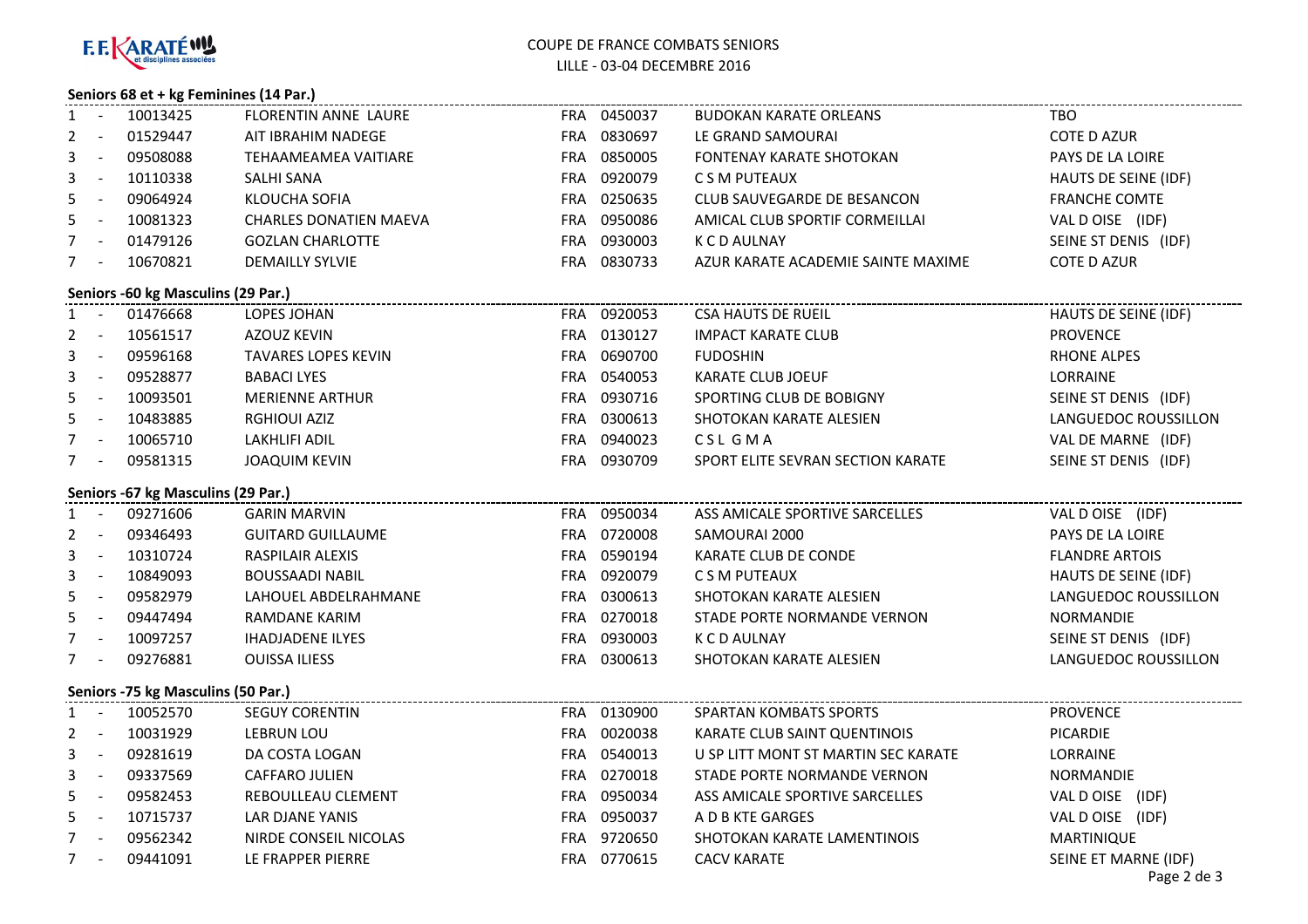F.F. KARATÉ et disciplines associées

COUPE DE FRANCE COMBATS SENIORS
LILLE - 03-04 DECEMBRE 2016

## Seniors 68 et + kg Feminines (14 Par.)

| Place | Licence | Nom | Pays | Club N° | Club | Ligue |
|---|---|---|---|---|---|---|
| 1 - | 10013425 | FLORENTIN ANNE LAURE | FRA | 0450037 | BUDOKAN KARATE ORLEANS | TBO |
| 2 - | 01529447 | AIT IBRAHIM NADEGE | FRA | 0830697 | LE GRAND SAMOURAI | COTE D AZUR |
| 3 - | 09508088 | TEHAAMEAMEA VAITIARE | FRA | 0850005 | FONTENAY KARATE SHOTOKAN | PAYS DE LA LOIRE |
| 3 - | 10110338 | SALHI SANA | FRA | 0920079 | C S M PUTEAUX | HAUTS DE SEINE (IDF) |
| 5 - | 09064924 | KLOUCHA SOFIA | FRA | 0250635 | CLUB SAUVEGARDE DE BESANCON | FRANCHE COMTE |
| 5 - | 10081323 | CHARLES DONATIEN MAEVA | FRA | 0950086 | AMICAL CLUB SPORTIF CORMEILLAI | VAL D OISE (IDF) |
| 7 - | 01479126 | GOZLAN CHARLOTTE | FRA | 0930003 | K C D AULNAY | SEINE ST DENIS (IDF) |
| 7 - | 10670821 | DEMAILLY SYLVIE | FRA | 0830733 | AZUR KARATE ACADEMIE SAINTE MAXIME | COTE D AZUR |

## Seniors -60 kg Masculins (29 Par.)

| Place | Licence | Nom | Pays | Club N° | Club | Ligue |
|---|---|---|---|---|---|---|
| 1 - | 01476668 | LOPES JOHAN | FRA | 0920053 | CSA HAUTS DE RUEIL | HAUTS DE SEINE (IDF) |
| 2 - | 10561517 | AZOUZ KEVIN | FRA | 0130127 | IMPACT KARATE CLUB | PROVENCE |
| 3 - | 09596168 | TAVARES LOPES KEVIN | FRA | 0690700 | FUDOSHIN | RHONE ALPES |
| 3 - | 09528877 | BABACI LYES | FRA | 0540053 | KARATE CLUB JOEUF | LORRAINE |
| 5 - | 10093501 | MERIENNE ARTHUR | FRA | 0930716 | SPORTING CLUB DE BOBIGNY | SEINE ST DENIS (IDF) |
| 5 - | 10483885 | RGHIOUI AZIZ | FRA | 0300613 | SHOTOKAN KARATE ALESIEN | LANGUEDOC ROUSSILLON |
| 7 - | 10065710 | LAKHLIFI ADIL | FRA | 0940023 | C S L G M A | VAL DE MARNE (IDF) |
| 7 - | 09581315 | JOAQUIM KEVIN | FRA | 0930709 | SPORT ELITE SEVRAN SECTION KARATE | SEINE ST DENIS (IDF) |

## Seniors -67 kg Masculins (29 Par.)

| Place | Licence | Nom | Pays | Club N° | Club | Ligue |
|---|---|---|---|---|---|---|
| 1 - | 09271606 | GARIN MARVIN | FRA | 0950034 | ASS AMICALE SPORTIVE SARCELLES | VAL D OISE (IDF) |
| 2 - | 09346493 | GUITARD GUILLAUME | FRA | 0720008 | SAMOURAI 2000 | PAYS DE LA LOIRE |
| 3 - | 10310724 | RASPILAIR ALEXIS | FRA | 0590194 | KARATE CLUB DE CONDE | FLANDRE ARTOIS |
| 3 - | 10849093 | BOUSSAADI NABIL | FRA | 0920079 | C S M PUTEAUX | HAUTS DE SEINE (IDF) |
| 5 - | 09582979 | LAHOUEL ABDELRAHMANE | FRA | 0300613 | SHOTOKAN KARATE ALESIEN | LANGUEDOC ROUSSILLON |
| 5 - | 09447494 | RAMDANE KARIM | FRA | 0270018 | STADE PORTE NORMANDE VERNON | NORMANDIE |
| 7 - | 10097257 | IHADJADENE ILYES | FRA | 0930003 | K C D AULNAY | SEINE ST DENIS (IDF) |
| 7 - | 09276881 | OUISSA ILIESS | FRA | 0300613 | SHOTOKAN KARATE ALESIEN | LANGUEDOC ROUSSILLON |

## Seniors -75 kg Masculins (50 Par.)

| Place | Licence | Nom | Pays | Club N° | Club | Ligue |
|---|---|---|---|---|---|---|
| 1 - | 10052570 | SEGUY CORENTIN | FRA | 0130900 | SPARTAN KOMBATS SPORTS | PROVENCE |
| 2 - | 10031929 | LEBRUN LOU | FRA | 0020038 | KARATE CLUB SAINT QUENTINOIS | PICARDIE |
| 3 - | 09281619 | DA COSTA LOGAN | FRA | 0540013 | U SP LITT MONT ST MARTIN SEC KARATE | LORRAINE |
| 3 - | 09337569 | CAFFARO JULIEN | FRA | 0270018 | STADE PORTE NORMANDE VERNON | NORMANDIE |
| 5 - | 09582453 | REBOULLEAU CLEMENT | FRA | 0950034 | ASS AMICALE SPORTIVE SARCELLES | VAL D OISE (IDF) |
| 5 - | 10715737 | LAR DJANE YANIS | FRA | 0950037 | A D B KTE GARGES | VAL D OISE (IDF) |
| 7 - | 09562342 | NIRDE CONSEIL NICOLAS | FRA | 9720650 | SHOTOKAN KARATE LAMENTINOIS | MARTINIQUE |
| 7 - | 09441091 | LE FRAPPER PIERRE | FRA | 0770615 | CACV KARATE | SEINE ET MARNE (IDF) |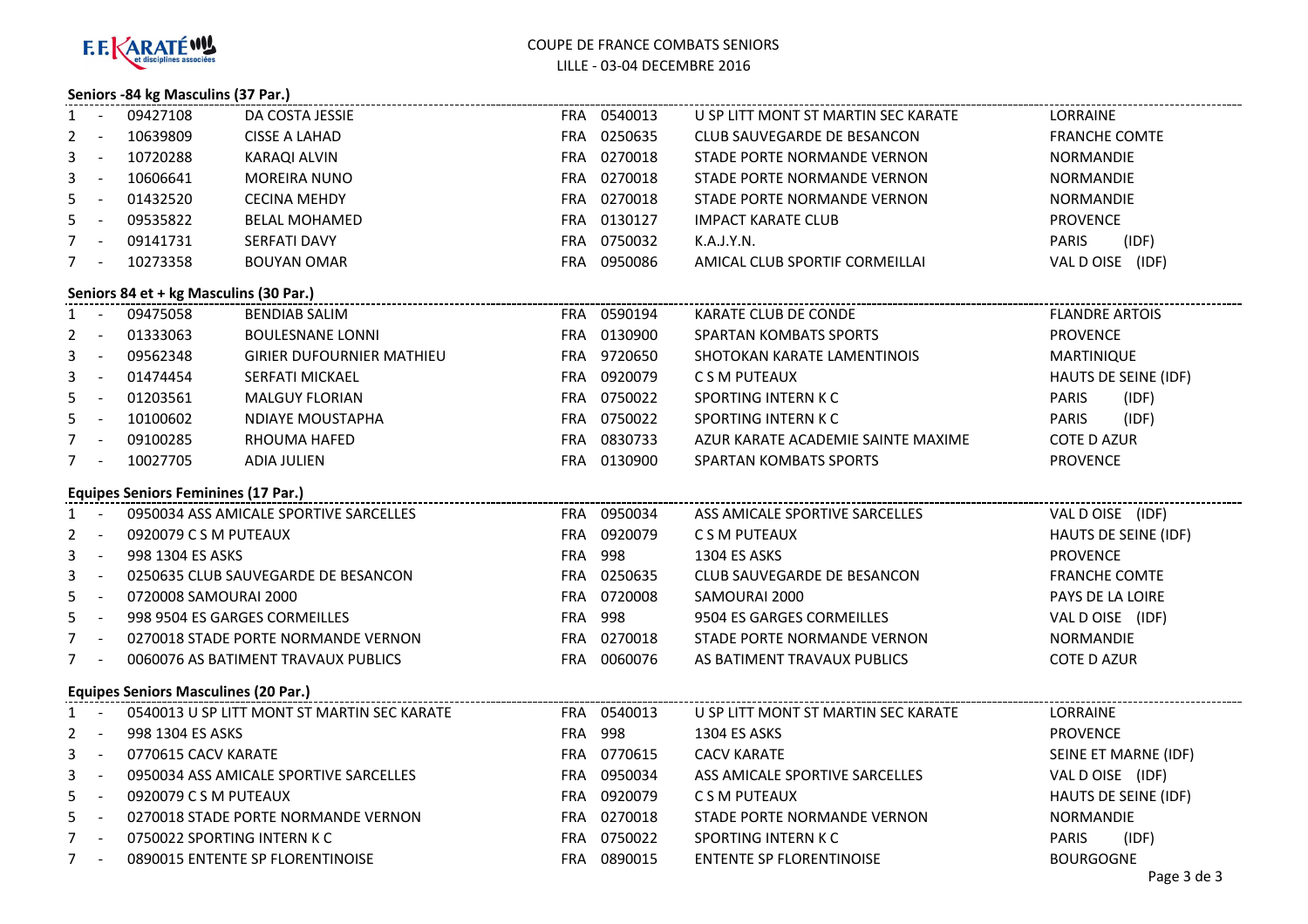F.F. KARATÉ et disciplines associées

COUPE DE FRANCE COMBATS SENIORS
LILLE - 03-04 DECEMBRE 2016

### Seniors -84 kg Masculins (37 Par.)

| | | | | | | | |
|---|---|---|---|---|---|---|---|
| 1 | - | 09427108 | DA COSTA JESSIE | FRA | 0540013 | U SP LITT MONT ST MARTIN SEC KARATE | LORRAINE |
| 2 | - | 10639809 | CISSE A LAHAD | FRA | 0250635 | CLUB SAUVEGARDE DE BESANCON | FRANCHE COMTE |
| 3 | - | 10720288 | KARAQI ALVIN | FRA | 0270018 | STADE PORTE NORMANDE VERNON | NORMANDIE |
| 3 | - | 10606641 | MOREIRA NUNO | FRA | 0270018 | STADE PORTE NORMANDE VERNON | NORMANDIE |
| 5 | - | 01432520 | CECINA MEHDY | FRA | 0270018 | STADE PORTE NORMANDE VERNON | NORMANDIE |
| 5 | - | 09535822 | BELAL MOHAMED | FRA | 0130127 | IMPACT KARATE CLUB | PROVENCE |
| 7 | - | 09141731 | SERFATI DAVY | FRA | 0750032 | K.A.J.Y.N. | PARIS (IDF) |
| 7 | - | 10273358 | BOUYAN OMAR | FRA | 0950086 | AMICAL CLUB SPORTIF CORMEILLAI | VAL D OISE (IDF) |

### Seniors 84 et + kg Masculins (30 Par.)

| | | | | | | | |
|---|---|---|---|---|---|---|---|
| 1 | - | 09475058 | BENDIAB SALIM | FRA | 0590194 | KARATE CLUB DE CONDE | FLANDRE ARTOIS |
| 2 | - | 01333063 | BOULESNANE LONNI | FRA | 0130900 | SPARTAN KOMBATS SPORTS | PROVENCE |
| 3 | - | 09562348 | GIRIER DUFOURNIER MATHIEU | FRA | 9720650 | SHOTOKAN KARATE LAMENTINOIS | MARTINIQUE |
| 3 | - | 01474454 | SERFATI MICKAEL | FRA | 0920079 | C S M PUTEAUX | HAUTS DE SEINE (IDF) |
| 5 | - | 01203561 | MALGUY FLORIAN | FRA | 0750022 | SPORTING INTERN K C | PARIS (IDF) |
| 5 | - | 10100602 | NDIAYE MOUSTAPHA | FRA | 0750022 | SPORTING INTERN K C | PARIS (IDF) |
| 7 | - | 09100285 | RHOUMA HAFED | FRA | 0830733 | AZUR KARATE ACADEMIE SAINTE MAXIME | COTE D AZUR |
| 7 | - | 10027705 | ADIA JULIEN | FRA | 0130900 | SPARTAN KOMBATS SPORTS | PROVENCE |

### Equipes Seniors Feminines (17 Par.)

| | | | | | | |
|---|---|---|---|---|---|---|
| 1 | - | 0950034 ASS AMICALE SPORTIVE SARCELLES | FRA | 0950034 | ASS AMICALE SPORTIVE SARCELLES | VAL D OISE (IDF) |
| 2 | - | 0920079 C S M PUTEAUX | FRA | 0920079 | C S M PUTEAUX | HAUTS DE SEINE (IDF) |
| 3 | - | 998 1304 ES ASKS | FRA | 998 | 1304 ES ASKS | PROVENCE |
| 3 | - | 0250635 CLUB SAUVEGARDE DE BESANCON | FRA | 0250635 | CLUB SAUVEGARDE DE BESANCON | FRANCHE COMTE |
| 5 | - | 0720008 SAMOURAI 2000 | FRA | 0720008 | SAMOURAI 2000 | PAYS DE LA LOIRE |
| 5 | - | 998 9504 ES GARGES CORMEILLES | FRA | 998 | 9504 ES GARGES CORMEILLES | VAL D OISE (IDF) |
| 7 | - | 0270018 STADE PORTE NORMANDE VERNON | FRA | 0270018 | STADE PORTE NORMANDE VERNON | NORMANDIE |
| 7 | - | 0060076 AS BATIMENT TRAVAUX PUBLICS | FRA | 0060076 | AS BATIMENT TRAVAUX PUBLICS | COTE D AZUR |

### Equipes Seniors Masculines (20 Par.)

| | | | | | | |
|---|---|---|---|---|---|---|
| 1 | - | 0540013 U SP LITT MONT ST MARTIN SEC KARATE | FRA | 0540013 | U SP LITT MONT ST MARTIN SEC KARATE | LORRAINE |
| 2 | - | 998 1304 ES ASKS | FRA | 998 | 1304 ES ASKS | PROVENCE |
| 3 | - | 0770615 CACV KARATE | FRA | 0770615 | CACV KARATE | SEINE ET MARNE (IDF) |
| 3 | - | 0950034 ASS AMICALE SPORTIVE SARCELLES | FRA | 0950034 | ASS AMICALE SPORTIVE SARCELLES | VAL D OISE (IDF) |
| 5 | - | 0920079 C S M PUTEAUX | FRA | 0920079 | C S M PUTEAUX | HAUTS DE SEINE (IDF) |
| 5 | - | 0270018 STADE PORTE NORMANDE VERNON | FRA | 0270018 | STADE PORTE NORMANDE VERNON | NORMANDIE |
| 7 | - | 0750022 SPORTING INTERN K C | FRA | 0750022 | SPORTING INTERN K C | PARIS (IDF) |
| 7 | - | 0890015 ENTENTE SP FLORENTINOISE | FRA | 0890015 | ENTENTE SP FLORENTINOISE | BOURGOGNE |